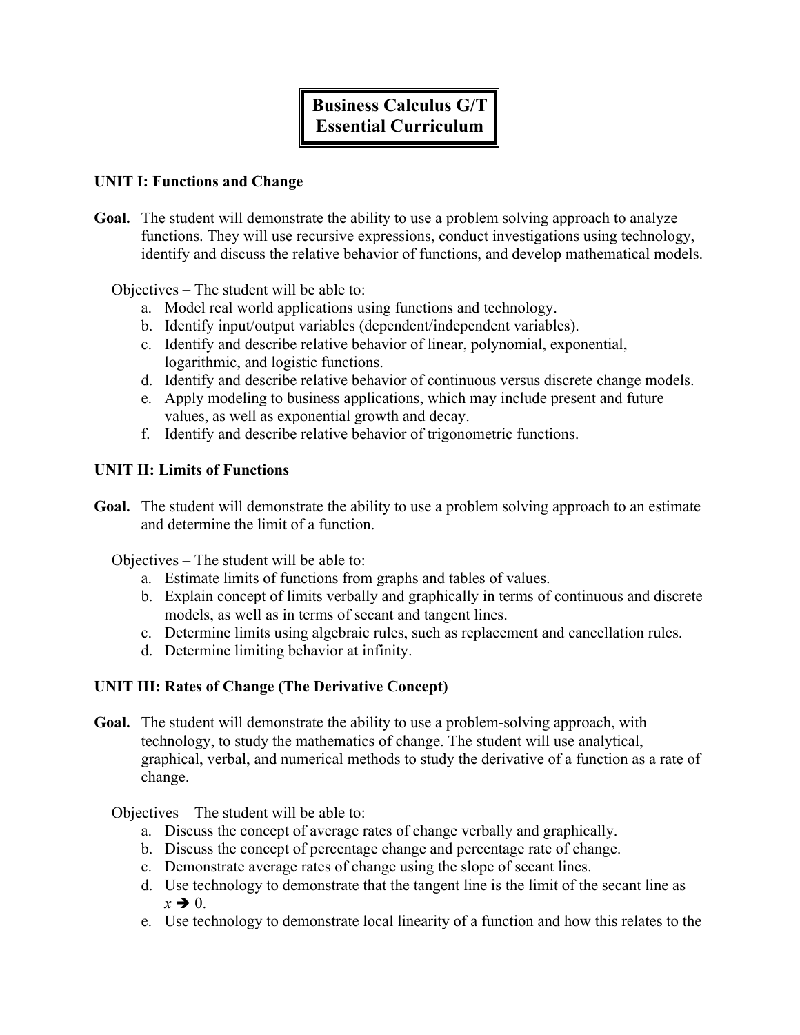# Business Calculus G/T Essential Curriculum

## UNIT I: Functions and Change

**Goal.** The student will demonstrate the ability to use a problem solving approach to analyze functions. They will use recursive expressions, conduct investigations using technology, identify and discuss the relative behavior of functions, and develop mathematical models.

Objectives – The student will be able to:

a. Model real world applications using functions and technology.
b. Identify input/output variables (dependent/independent variables).
c. Identify and describe relative behavior of linear, polynomial, exponential, logarithmic, and logistic functions.
d. Identify and describe relative behavior of continuous versus discrete change models.
e. Apply modeling to business applications, which may include present and future values, as well as exponential growth and decay.
f. Identify and describe relative behavior of trigonometric functions.

## UNIT II: Limits of Functions

**Goal.** The student will demonstrate the ability to use a problem solving approach to an estimate and determine the limit of a function.

Objectives – The student will be able to:

a. Estimate limits of functions from graphs and tables of values.
b. Explain concept of limits verbally and graphically in terms of continuous and discrete models, as well as in terms of secant and tangent lines.
c. Determine limits using algebraic rules, such as replacement and cancellation rules.
d. Determine limiting behavior at infinity.

## UNIT III: Rates of Change (The Derivative Concept)

**Goal.** The student will demonstrate the ability to use a problem-solving approach, with technology, to study the mathematics of change. The student will use analytical, graphical, verbal, and numerical methods to study the derivative of a function as a rate of change.

Objectives – The student will be able to:

a. Discuss the concept of average rates of change verbally and graphically.
b. Discuss the concept of percentage change and percentage rate of change.
c. Demonstrate average rates of change using the slope of secant lines.
d. Use technology to demonstrate that the tangent line is the limit of the secant line as $x \rightarrow 0$.
e. Use technology to demonstrate local linearity of a function and how this relates to the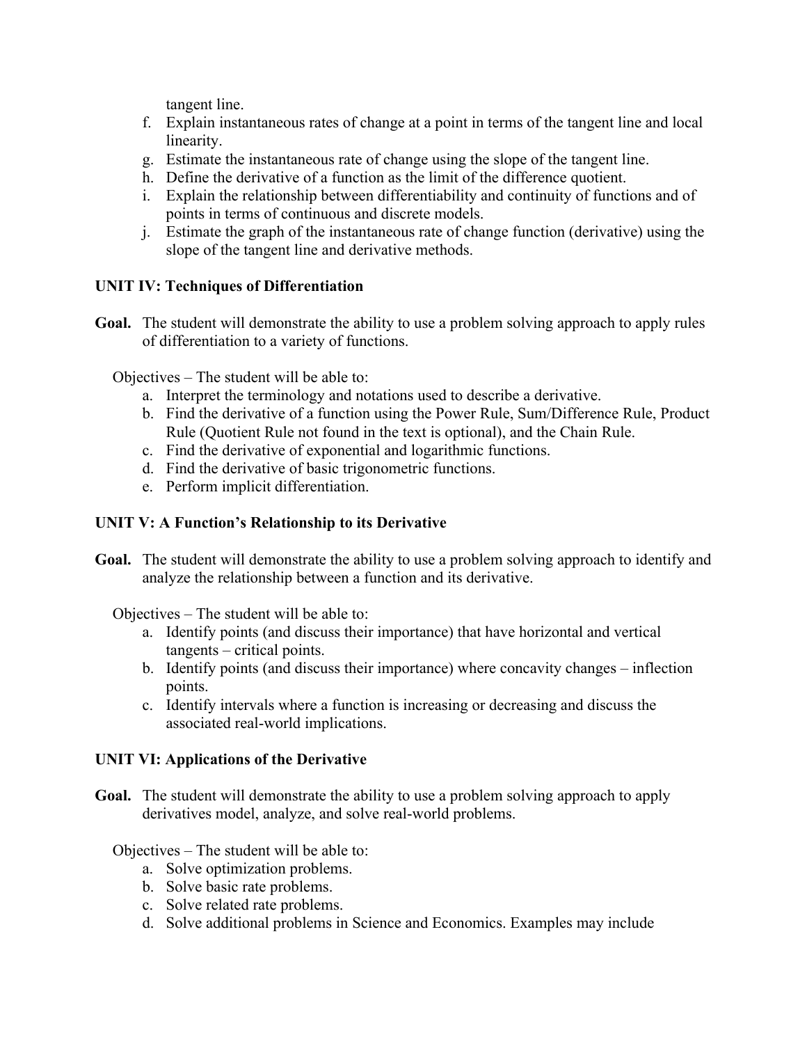tangent line.

f. Explain instantaneous rates of change at a point in terms of the tangent line and local linearity.
g. Estimate the instantaneous rate of change using the slope of the tangent line.
h. Define the derivative of a function as the limit of the difference quotient.
i. Explain the relationship between differentiability and continuity of functions and of points in terms of continuous and discrete models.
j. Estimate the graph of the instantaneous rate of change function (derivative) using the slope of the tangent line and derivative methods.

**UNIT IV: Techniques of Differentiation**

**Goal.** The student will demonstrate the ability to use a problem solving approach to apply rules of differentiation to a variety of functions.

Objectives – The student will be able to:

a. Interpret the terminology and notations used to describe a derivative.
b. Find the derivative of a function using the Power Rule, Sum/Difference Rule, Product Rule (Quotient Rule not found in the text is optional), and the Chain Rule.
c. Find the derivative of exponential and logarithmic functions.
d. Find the derivative of basic trigonometric functions.
e. Perform implicit differentiation.

**UNIT V: A Function's Relationship to its Derivative**

**Goal.** The student will demonstrate the ability to use a problem solving approach to identify and analyze the relationship between a function and its derivative.

Objectives – The student will be able to:

a. Identify points (and discuss their importance) that have horizontal and vertical tangents – critical points.
b. Identify points (and discuss their importance) where concavity changes – inflection points.
c. Identify intervals where a function is increasing or decreasing and discuss the associated real-world implications.

**UNIT VI: Applications of the Derivative**

**Goal.** The student will demonstrate the ability to use a problem solving approach to apply derivatives model, analyze, and solve real-world problems.

Objectives – The student will be able to:

a. Solve optimization problems.
b. Solve basic rate problems.
c. Solve related rate problems.
d. Solve additional problems in Science and Economics. Examples may include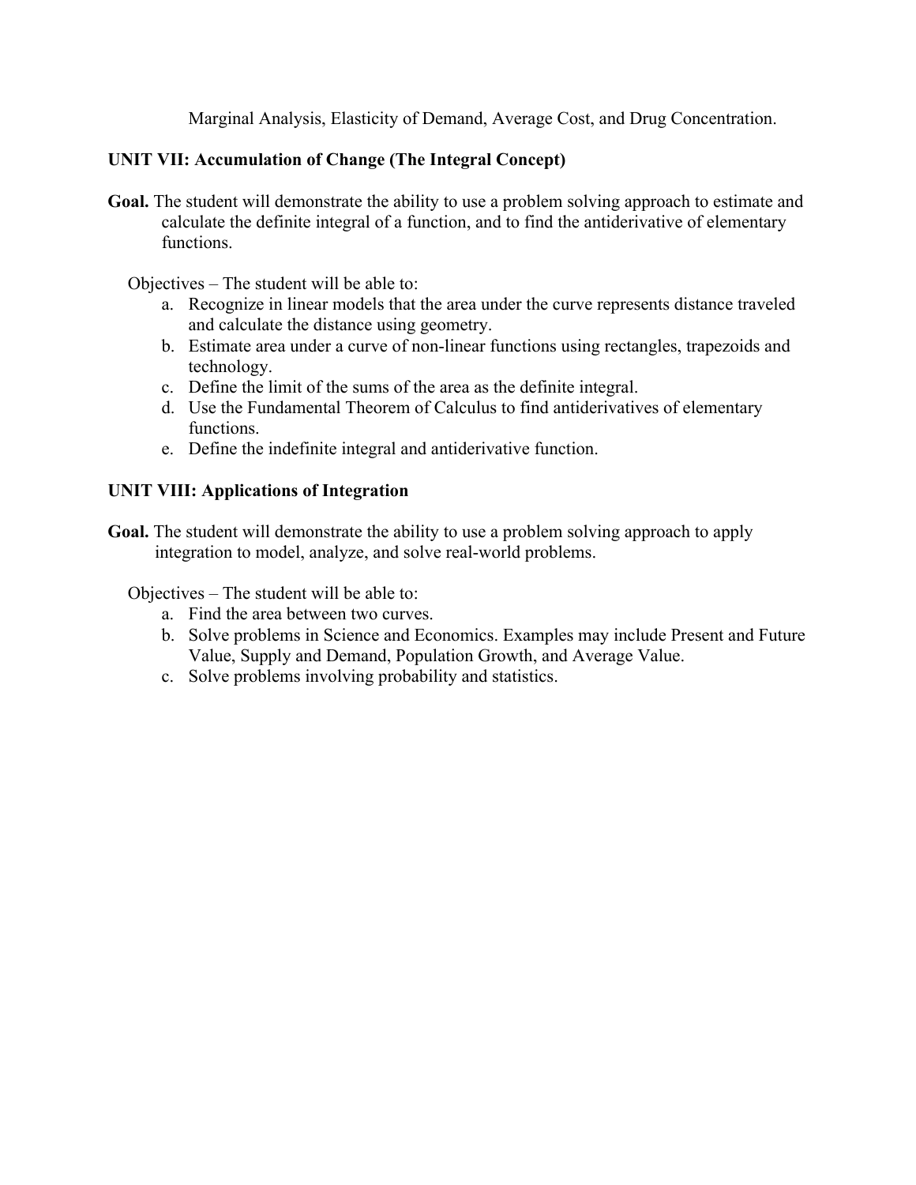Marginal Analysis, Elasticity of Demand, Average Cost, and Drug Concentration.

**UNIT VII: Accumulation of Change (The Integral Concept)**

**Goal.** The student will demonstrate the ability to use a problem solving approach to estimate and calculate the definite integral of a function, and to find the antiderivative of elementary functions.

Objectives – The student will be able to:

a. Recognize in linear models that the area under the curve represents distance traveled and calculate the distance using geometry.
b. Estimate area under a curve of non-linear functions using rectangles, trapezoids and technology.
c. Define the limit of the sums of the area as the definite integral.
d. Use the Fundamental Theorem of Calculus to find antiderivatives of elementary functions.
e. Define the indefinite integral and antiderivative function.

**UNIT VIII: Applications of Integration**

**Goal.** The student will demonstrate the ability to use a problem solving approach to apply integration to model, analyze, and solve real-world problems.

Objectives – The student will be able to:

a. Find the area between two curves.
b. Solve problems in Science and Economics. Examples may include Present and Future Value, Supply and Demand, Population Growth, and Average Value.
c. Solve problems involving probability and statistics.